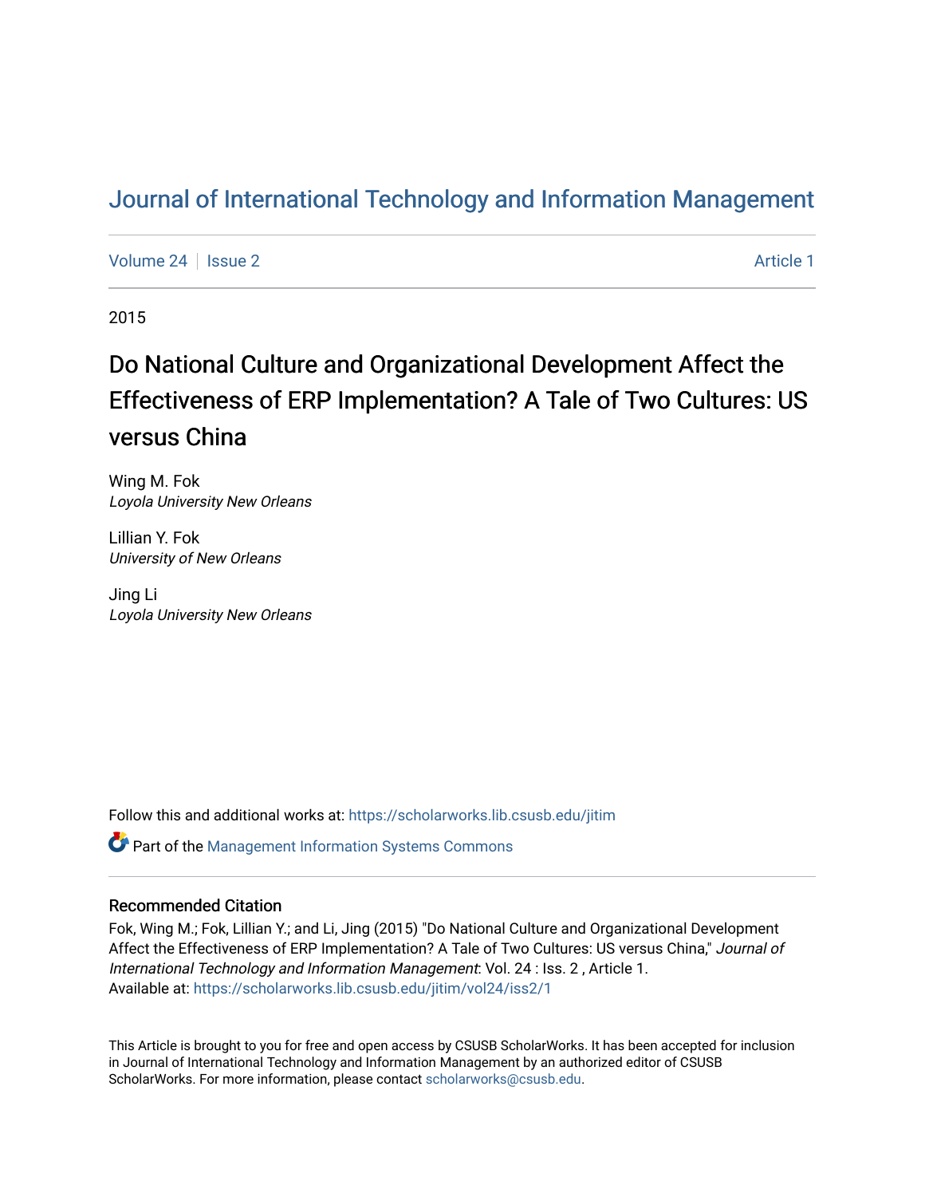# Journal of International Technology and Information Management

Volume 24 | Issue 2 | Article 1

2015

## Do National Culture and Organizational Development Affect the Effectiveness of ERP Implementation? A Tale of Two Cultures: US versus China

Wing M. Fok
*Loyola University New Orleans*

Lillian Y. Fok
*University of New Orleans*

Jing Li
*Loyola University New Orleans*

Follow this and additional works at: https://scholarworks.lib.csusb.edu/jitim

Part of the Management Information Systems Commons

### Recommended Citation

Fok, Wing M.; Fok, Lillian Y.; and Li, Jing (2015) "Do National Culture and Organizational Development Affect the Effectiveness of ERP Implementation? A Tale of Two Cultures: US versus China," *Journal of International Technology and Information Management*: Vol. 24 : Iss. 2 , Article 1.
Available at: https://scholarworks.lib.csusb.edu/jitim/vol24/iss2/1

This Article is brought to you for free and open access by CSUSB ScholarWorks. It has been accepted for inclusion in Journal of International Technology and Information Management by an authorized editor of CSUSB ScholarWorks. For more information, please contact scholarworks@csusb.edu.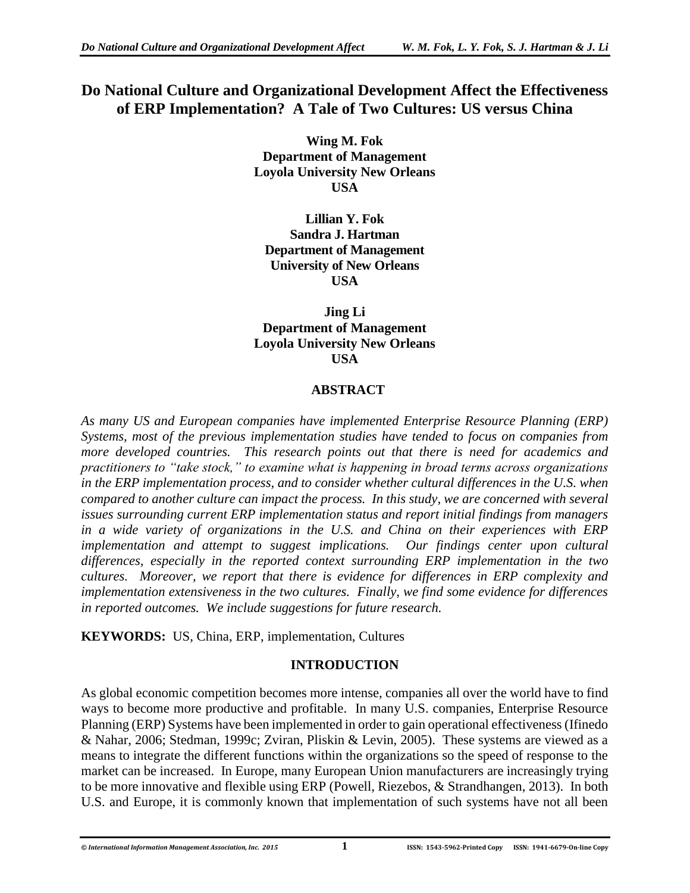# Do National Culture and Organizational Development Affect the Effectiveness of ERP Implementation? A Tale of Two Cultures: US versus China

**Wing M. Fok**
**Department of Management**
**Loyola University New Orleans**
**USA**

**Lillian Y. Fok**
**Sandra J. Hartman**
**Department of Management**
**University of New Orleans**
**USA**

**Jing Li**
**Department of Management**
**Loyola University New Orleans**
**USA**

## ABSTRACT

*As many US and European companies have implemented Enterprise Resource Planning (ERP) Systems, most of the previous implementation studies have tended to focus on companies from more developed countries. This research points out that there is need for academics and practitioners to "take stock," to examine what is happening in broad terms across organizations in the ERP implementation process, and to consider whether cultural differences in the U.S. when compared to another culture can impact the process. In this study, we are concerned with several issues surrounding current ERP implementation status and report initial findings from managers in a wide variety of organizations in the U.S. and China on their experiences with ERP implementation and attempt to suggest implications. Our findings center upon cultural differences, especially in the reported context surrounding ERP implementation in the two cultures. Moreover, we report that there is evidence for differences in ERP complexity and implementation extensiveness in the two cultures. Finally, we find some evidence for differences in reported outcomes. We include suggestions for future research.*

**KEYWORDS:** US, China, ERP, implementation, Cultures

## INTRODUCTION

As global economic competition becomes more intense, companies all over the world have to find ways to become more productive and profitable. In many U.S. companies, Enterprise Resource Planning (ERP) Systems have been implemented in order to gain operational effectiveness (Ifinedo & Nahar, 2006; Stedman, 1999c; Zviran, Pliskin & Levin, 2005). These systems are viewed as a means to integrate the different functions within the organizations so the speed of response to the market can be increased. In Europe, many European Union manufacturers are increasingly trying to be more innovative and flexible using ERP (Powell, Riezebos, & Strandhangen, 2013). In both U.S. and Europe, it is commonly known that implementation of such systems have not all been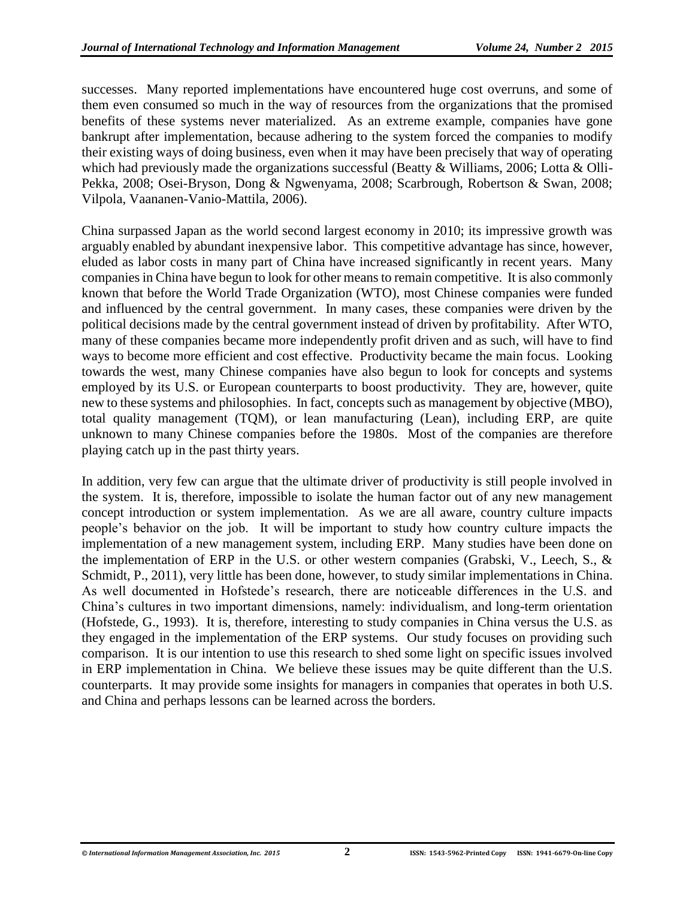successes. Many reported implementations have encountered huge cost overruns, and some of them even consumed so much in the way of resources from the organizations that the promised benefits of these systems never materialized. As an extreme example, companies have gone bankrupt after implementation, because adhering to the system forced the companies to modify their existing ways of doing business, even when it may have been precisely that way of operating which had previously made the organizations successful (Beatty & Williams, 2006; Lotta & Olli-Pekka, 2008; Osei-Bryson, Dong & Ngwenyama, 2008; Scarbrough, Robertson & Swan, 2008; Vilpola, Vaananen-Vanio-Mattila, 2006).

China surpassed Japan as the world second largest economy in 2010; its impressive growth was arguably enabled by abundant inexpensive labor. This competitive advantage has since, however, eluded as labor costs in many part of China have increased significantly in recent years. Many companies in China have begun to look for other means to remain competitive. It is also commonly known that before the World Trade Organization (WTO), most Chinese companies were funded and influenced by the central government. In many cases, these companies were driven by the political decisions made by the central government instead of driven by profitability. After WTO, many of these companies became more independently profit driven and as such, will have to find ways to become more efficient and cost effective. Productivity became the main focus. Looking towards the west, many Chinese companies have also begun to look for concepts and systems employed by its U.S. or European counterparts to boost productivity. They are, however, quite new to these systems and philosophies. In fact, concepts such as management by objective (MBO), total quality management (TQM), or lean manufacturing (Lean), including ERP, are quite unknown to many Chinese companies before the 1980s. Most of the companies are therefore playing catch up in the past thirty years.

In addition, very few can argue that the ultimate driver of productivity is still people involved in the system. It is, therefore, impossible to isolate the human factor out of any new management concept introduction or system implementation. As we are all aware, country culture impacts people's behavior on the job. It will be important to study how country culture impacts the implementation of a new management system, including ERP. Many studies have been done on the implementation of ERP in the U.S. or other western companies (Grabski, V., Leech, S., & Schmidt, P., 2011), very little has been done, however, to study similar implementations in China. As well documented in Hofstede's research, there are noticeable differences in the U.S. and China's cultures in two important dimensions, namely: individualism, and long-term orientation (Hofstede, G., 1993). It is, therefore, interesting to study companies in China versus the U.S. as they engaged in the implementation of the ERP systems. Our study focuses on providing such comparison. It is our intention to use this research to shed some light on specific issues involved in ERP implementation in China. We believe these issues may be quite different than the U.S. counterparts. It may provide some insights for managers in companies that operates in both U.S. and China and perhaps lessons can be learned across the borders.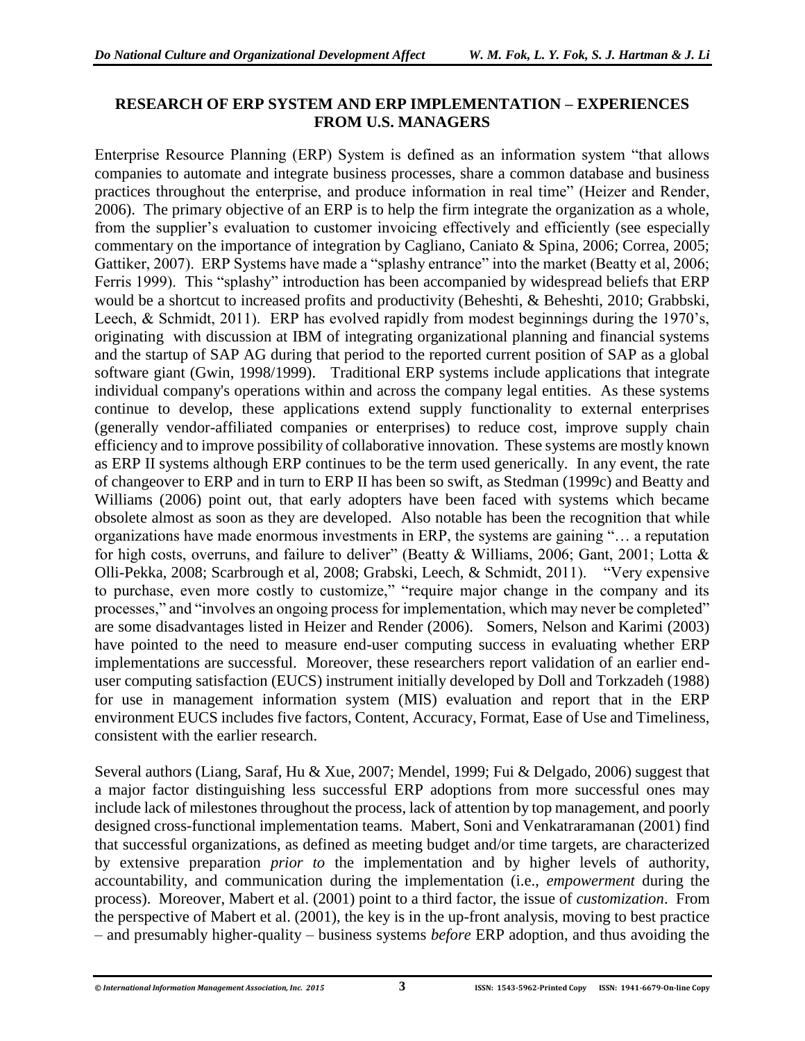## RESEARCH OF ERP SYSTEM AND ERP IMPLEMENTATION – EXPERIENCES FROM U.S. MANAGERS

Enterprise Resource Planning (ERP) System is defined as an information system "that allows companies to automate and integrate business processes, share a common database and business practices throughout the enterprise, and produce information in real time" (Heizer and Render, 2006). The primary objective of an ERP is to help the firm integrate the organization as a whole, from the supplier's evaluation to customer invoicing effectively and efficiently (see especially commentary on the importance of integration by Cagliano, Caniato & Spina, 2006; Correa, 2005; Gattiker, 2007). ERP Systems have made a "splashy entrance" into the market (Beatty et al, 2006; Ferris 1999). This "splashy" introduction has been accompanied by widespread beliefs that ERP would be a shortcut to increased profits and productivity (Beheshti, & Beheshti, 2010; Grabbski, Leech, & Schmidt, 2011). ERP has evolved rapidly from modest beginnings during the 1970's, originating with discussion at IBM of integrating organizational planning and financial systems and the startup of SAP AG during that period to the reported current position of SAP as a global software giant (Gwin, 1998/1999). Traditional ERP systems include applications that integrate individual company's operations within and across the company legal entities. As these systems continue to develop, these applications extend supply functionality to external enterprises (generally vendor-affiliated companies or enterprises) to reduce cost, improve supply chain efficiency and to improve possibility of collaborative innovation. These systems are mostly known as ERP II systems although ERP continues to be the term used generically. In any event, the rate of changeover to ERP and in turn to ERP II has been so swift, as Stedman (1999c) and Beatty and Williams (2006) point out, that early adopters have been faced with systems which became obsolete almost as soon as they are developed. Also notable has been the recognition that while organizations have made enormous investments in ERP, the systems are gaining "… a reputation for high costs, overruns, and failure to deliver" (Beatty & Williams, 2006; Gant, 2001; Lotta & Olli-Pekka, 2008; Scarbrough et al, 2008; Grabski, Leech, & Schmidt, 2011). "Very expensive to purchase, even more costly to customize," "require major change in the company and its processes," and "involves an ongoing process for implementation, which may never be completed" are some disadvantages listed in Heizer and Render (2006). Somers, Nelson and Karimi (2003) have pointed to the need to measure end-user computing success in evaluating whether ERP implementations are successful. Moreover, these researchers report validation of an earlier end-user computing satisfaction (EUCS) instrument initially developed by Doll and Torkzadeh (1988) for use in management information system (MIS) evaluation and report that in the ERP environment EUCS includes five factors, Content, Accuracy, Format, Ease of Use and Timeliness, consistent with the earlier research.

Several authors (Liang, Saraf, Hu & Xue, 2007; Mendel, 1999; Fui & Delgado, 2006) suggest that a major factor distinguishing less successful ERP adoptions from more successful ones may include lack of milestones throughout the process, lack of attention by top management, and poorly designed cross-functional implementation teams. Mabert, Soni and Venkatraramanan (2001) find that successful organizations, as defined as meeting budget and/or time targets, are characterized by extensive preparation *prior to* the implementation and by higher levels of authority, accountability, and communication during the implementation (i.e., *empowerment* during the process). Moreover, Mabert et al. (2001) point to a third factor, the issue of *customization*. From the perspective of Mabert et al. (2001), the key is in the up-front analysis, moving to best practice – and presumably higher-quality – business systems *before* ERP adoption, and thus avoiding the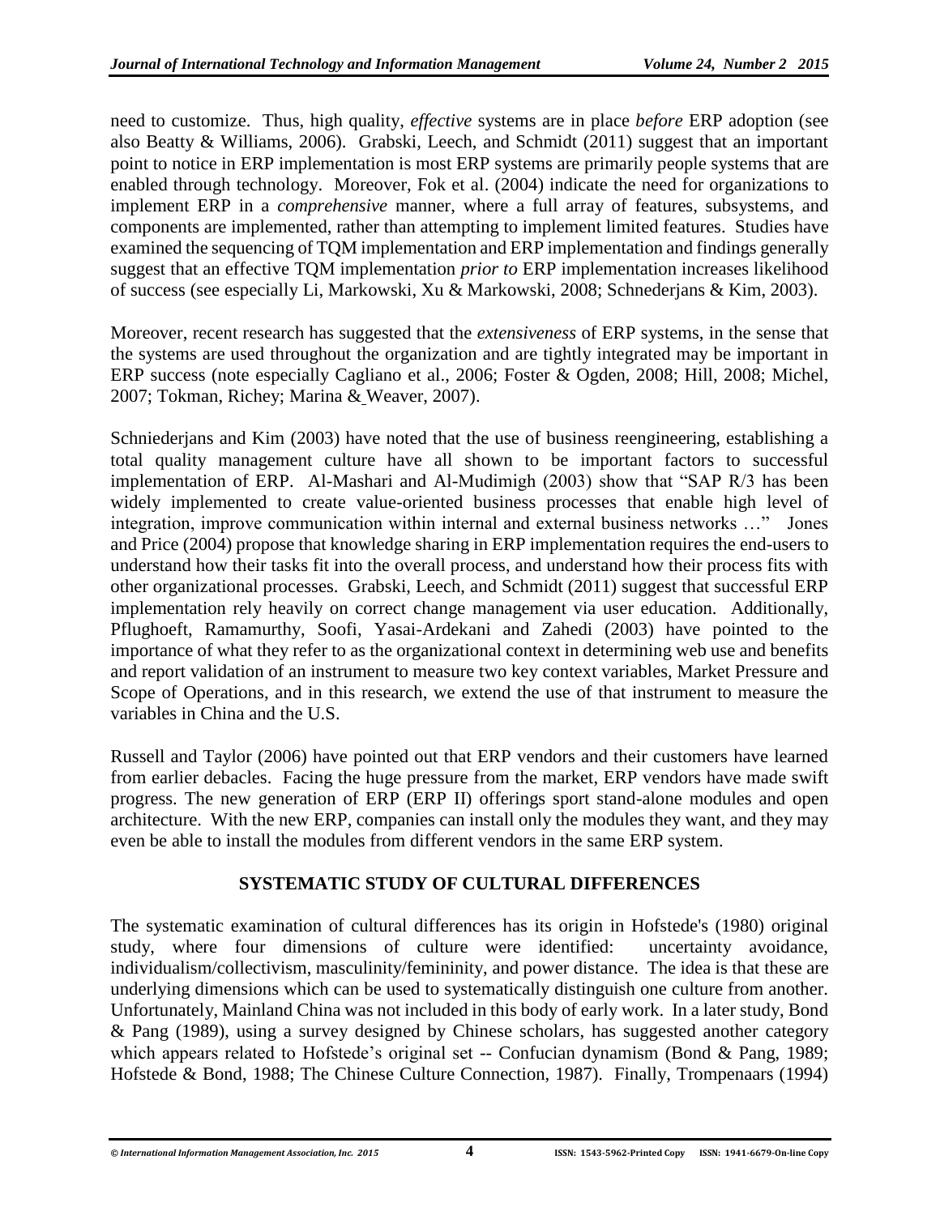need to customize. Thus, high quality, *effective* systems are in place *before* ERP adoption (see also Beatty & Williams, 2006). Grabski, Leech, and Schmidt (2011) suggest that an important point to notice in ERP implementation is most ERP systems are primarily people systems that are enabled through technology. Moreover, Fok et al. (2004) indicate the need for organizations to implement ERP in a *comprehensive* manner, where a full array of features, subsystems, and components are implemented, rather than attempting to implement limited features. Studies have examined the sequencing of TQM implementation and ERP implementation and findings generally suggest that an effective TQM implementation *prior to* ERP implementation increases likelihood of success (see especially Li, Markowski, Xu & Markowski, 2008; Schnederjans & Kim, 2003).

Moreover, recent research has suggested that the *extensiveness* of ERP systems, in the sense that the systems are used throughout the organization and are tightly integrated may be important in ERP success (note especially Cagliano et al., 2006; Foster & Ogden, 2008; Hill, 2008; Michel, 2007; Tokman, Richey; Marina & Weaver, 2007).

Schniederjans and Kim (2003) have noted that the use of business reengineering, establishing a total quality management culture have all shown to be important factors to successful implementation of ERP. Al-Mashari and Al-Mudimigh (2003) show that "SAP R/3 has been widely implemented to create value-oriented business processes that enable high level of integration, improve communication within internal and external business networks …" Jones and Price (2004) propose that knowledge sharing in ERP implementation requires the end-users to understand how their tasks fit into the overall process, and understand how their process fits with other organizational processes. Grabski, Leech, and Schmidt (2011) suggest that successful ERP implementation rely heavily on correct change management via user education. Additionally, Pflughoeft, Ramamurthy, Soofi, Yasai-Ardekani and Zahedi (2003) have pointed to the importance of what they refer to as the organizational context in determining web use and benefits and report validation of an instrument to measure two key context variables, Market Pressure and Scope of Operations, and in this research, we extend the use of that instrument to measure the variables in China and the U.S.

Russell and Taylor (2006) have pointed out that ERP vendors and their customers have learned from earlier debacles. Facing the huge pressure from the market, ERP vendors have made swift progress. The new generation of ERP (ERP II) offerings sport stand-alone modules and open architecture. With the new ERP, companies can install only the modules they want, and they may even be able to install the modules from different vendors in the same ERP system.

## SYSTEMATIC STUDY OF CULTURAL DIFFERENCES

The systematic examination of cultural differences has its origin in Hofstede's (1980) original study, where four dimensions of culture were identified: uncertainty avoidance, individualism/collectivism, masculinity/femininity, and power distance. The idea is that these are underlying dimensions which can be used to systematically distinguish one culture from another. Unfortunately, Mainland China was not included in this body of early work. In a later study, Bond & Pang (1989), using a survey designed by Chinese scholars, has suggested another category which appears related to Hofstede's original set -- Confucian dynamism (Bond & Pang, 1989; Hofstede & Bond, 1988; The Chinese Culture Connection, 1987). Finally, Trompenaars (1994)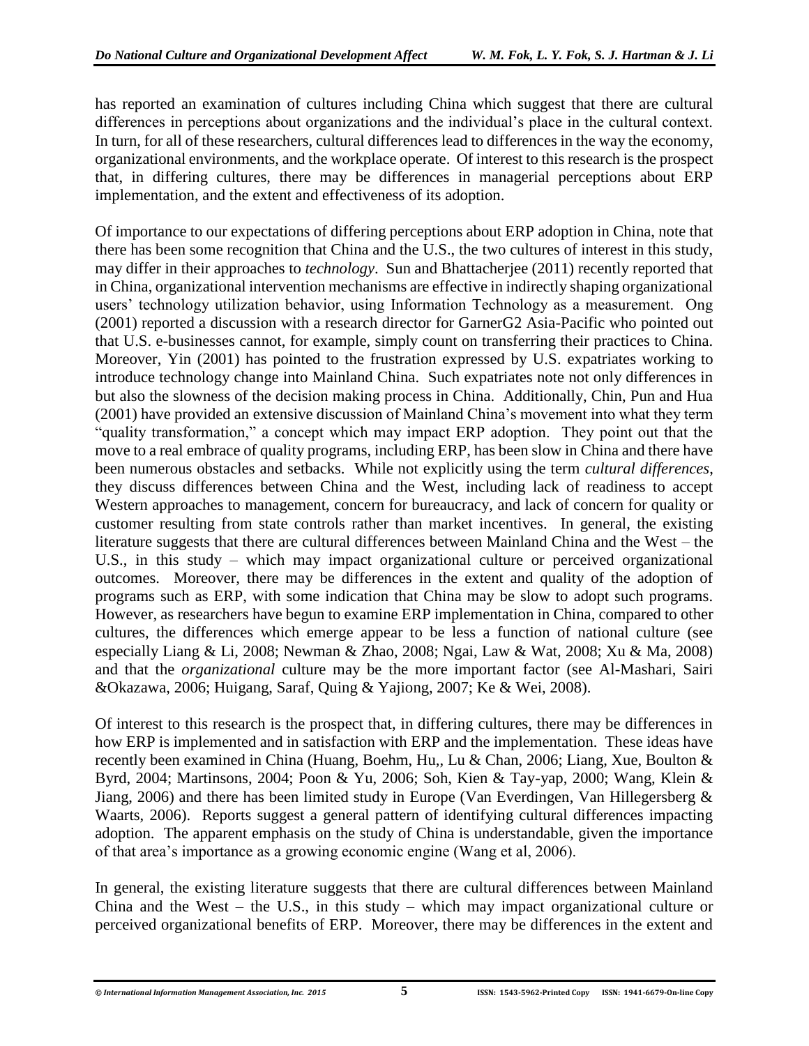has reported an examination of cultures including China which suggest that there are cultural differences in perceptions about organizations and the individual's place in the cultural context. In turn, for all of these researchers, cultural differences lead to differences in the way the economy, organizational environments, and the workplace operate. Of interest to this research is the prospect that, in differing cultures, there may be differences in managerial perceptions about ERP implementation, and the extent and effectiveness of its adoption.

Of importance to our expectations of differing perceptions about ERP adoption in China, note that there has been some recognition that China and the U.S., the two cultures of interest in this study, may differ in their approaches to *technology*. Sun and Bhattacherjee (2011) recently reported that in China, organizational intervention mechanisms are effective in indirectly shaping organizational users' technology utilization behavior, using Information Technology as a measurement. Ong (2001) reported a discussion with a research director for GarnerG2 Asia-Pacific who pointed out that U.S. e-businesses cannot, for example, simply count on transferring their practices to China. Moreover, Yin (2001) has pointed to the frustration expressed by U.S. expatriates working to introduce technology change into Mainland China. Such expatriates note not only differences in but also the slowness of the decision making process in China. Additionally, Chin, Pun and Hua (2001) have provided an extensive discussion of Mainland China's movement into what they term "quality transformation," a concept which may impact ERP adoption. They point out that the move to a real embrace of quality programs, including ERP, has been slow in China and there have been numerous obstacles and setbacks. While not explicitly using the term *cultural differences*, they discuss differences between China and the West, including lack of readiness to accept Western approaches to management, concern for bureaucracy, and lack of concern for quality or customer resulting from state controls rather than market incentives. In general, the existing literature suggests that there are cultural differences between Mainland China and the West – the U.S., in this study – which may impact organizational culture or perceived organizational outcomes. Moreover, there may be differences in the extent and quality of the adoption of programs such as ERP, with some indication that China may be slow to adopt such programs. However, as researchers have begun to examine ERP implementation in China, compared to other cultures, the differences which emerge appear to be less a function of national culture (see especially Liang & Li, 2008; Newman & Zhao, 2008; Ngai, Law & Wat, 2008; Xu & Ma, 2008) and that the *organizational* culture may be the more important factor (see Al-Mashari, Sairi &Okazawa, 2006; Huigang, Saraf, Quing & Yajiong, 2007; Ke & Wei, 2008).

Of interest to this research is the prospect that, in differing cultures, there may be differences in how ERP is implemented and in satisfaction with ERP and the implementation. These ideas have recently been examined in China (Huang, Boehm, Hu,, Lu & Chan, 2006; Liang, Xue, Boulton & Byrd, 2004; Martinsons, 2004; Poon & Yu, 2006; Soh, Kien & Tay-yap, 2000; Wang, Klein & Jiang, 2006) and there has been limited study in Europe (Van Everdingen, Van Hillegersberg & Waarts, 2006). Reports suggest a general pattern of identifying cultural differences impacting adoption. The apparent emphasis on the study of China is understandable, given the importance of that area's importance as a growing economic engine (Wang et al, 2006).

In general, the existing literature suggests that there are cultural differences between Mainland China and the West – the U.S., in this study – which may impact organizational culture or perceived organizational benefits of ERP. Moreover, there may be differences in the extent and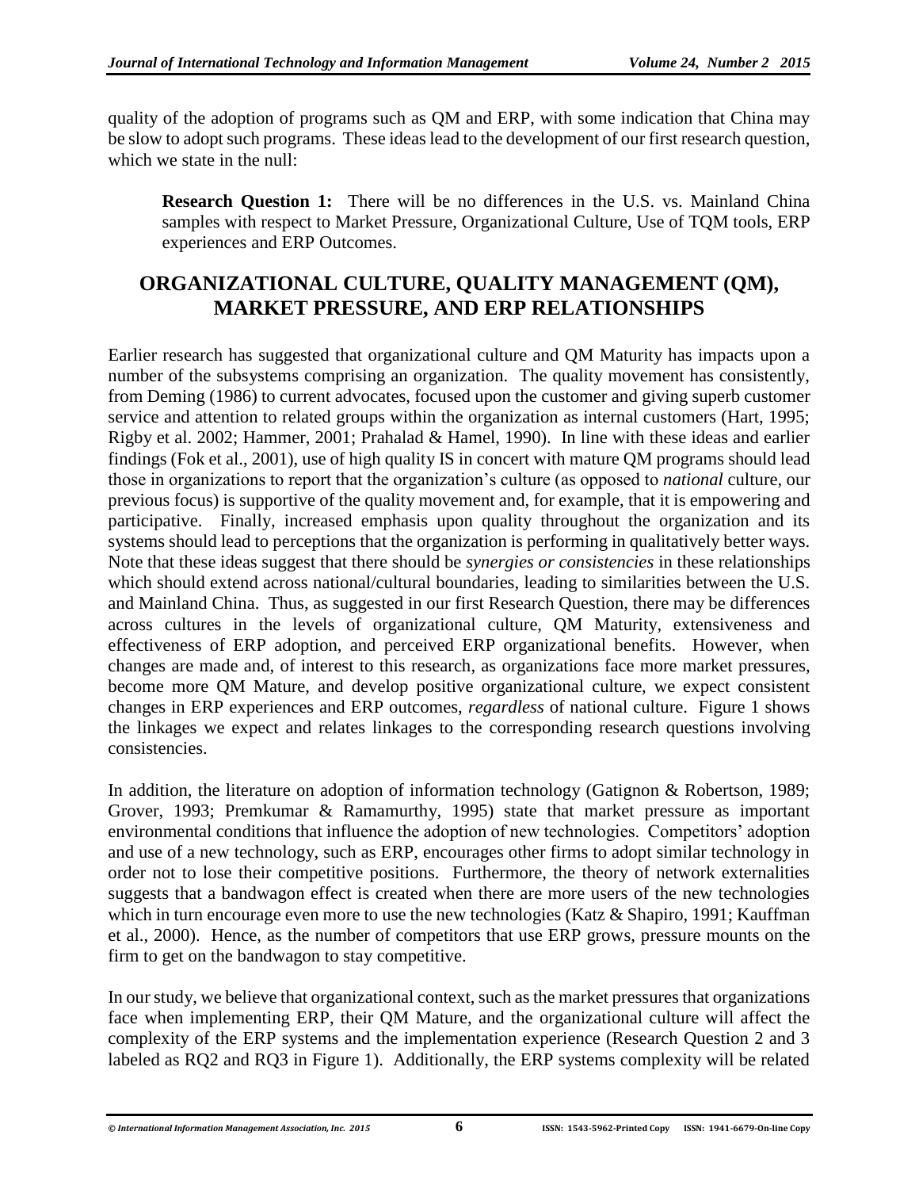quality of the adoption of programs such as QM and ERP, with some indication that China may be slow to adopt such programs. These ideas lead to the development of our first research question, which we state in the null:

> **Research Question 1:** There will be no differences in the U.S. vs. Mainland China samples with respect to Market Pressure, Organizational Culture, Use of TQM tools, ERP experiences and ERP Outcomes.

## ORGANIZATIONAL CULTURE, QUALITY MANAGEMENT (QM), MARKET PRESSURE, AND ERP RELATIONSHIPS

Earlier research has suggested that organizational culture and QM Maturity has impacts upon a number of the subsystems comprising an organization. The quality movement has consistently, from Deming (1986) to current advocates, focused upon the customer and giving superb customer service and attention to related groups within the organization as internal customers (Hart, 1995; Rigby et al. 2002; Hammer, 2001; Prahalad & Hamel, 1990). In line with these ideas and earlier findings (Fok et al., 2001), use of high quality IS in concert with mature QM programs should lead those in organizations to report that the organization's culture (as opposed to *national* culture, our previous focus) is supportive of the quality movement and, for example, that it is empowering and participative. Finally, increased emphasis upon quality throughout the organization and its systems should lead to perceptions that the organization is performing in qualitatively better ways. Note that these ideas suggest that there should be *synergies or consistencies* in these relationships which should extend across national/cultural boundaries, leading to similarities between the U.S. and Mainland China. Thus, as suggested in our first Research Question, there may be differences across cultures in the levels of organizational culture, QM Maturity, extensiveness and effectiveness of ERP adoption, and perceived ERP organizational benefits. However, when changes are made and, of interest to this research, as organizations face more market pressures, become more QM Mature, and develop positive organizational culture, we expect consistent changes in ERP experiences and ERP outcomes, *regardless* of national culture. Figure 1 shows the linkages we expect and relates linkages to the corresponding research questions involving consistencies.

In addition, the literature on adoption of information technology (Gatignon & Robertson, 1989; Grover, 1993; Premkumar & Ramamurthy, 1995) state that market pressure as important environmental conditions that influence the adoption of new technologies. Competitors' adoption and use of a new technology, such as ERP, encourages other firms to adopt similar technology in order not to lose their competitive positions. Furthermore, the theory of network externalities suggests that a bandwagon effect is created when there are more users of the new technologies which in turn encourage even more to use the new technologies (Katz & Shapiro, 1991; Kauffman et al., 2000). Hence, as the number of competitors that use ERP grows, pressure mounts on the firm to get on the bandwagon to stay competitive.

In our study, we believe that organizational context, such as the market pressures that organizations face when implementing ERP, their QM Mature, and the organizational culture will affect the complexity of the ERP systems and the implementation experience (Research Question 2 and 3 labeled as RQ2 and RQ3 in Figure 1). Additionally, the ERP systems complexity will be related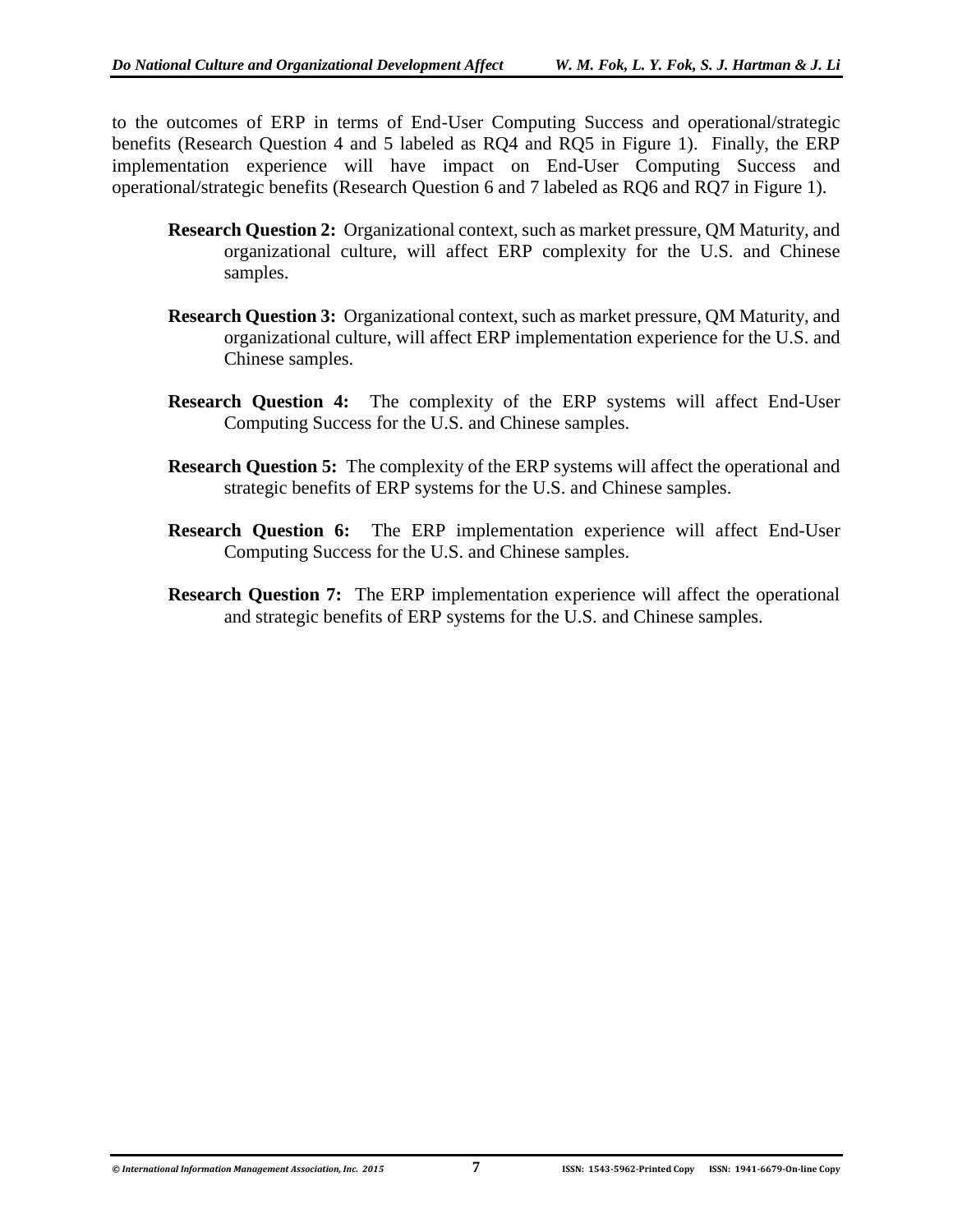to the outcomes of ERP in terms of End-User Computing Success and operational/strategic benefits (Research Question 4 and 5 labeled as RQ4 and RQ5 in Figure 1). Finally, the ERP implementation experience will have impact on End-User Computing Success and operational/strategic benefits (Research Question 6 and 7 labeled as RQ6 and RQ7 in Figure 1).

**Research Question 2:** Organizational context, such as market pressure, QM Maturity, and organizational culture, will affect ERP complexity for the U.S. and Chinese samples.

**Research Question 3:** Organizational context, such as market pressure, QM Maturity, and organizational culture, will affect ERP implementation experience for the U.S. and Chinese samples.

**Research Question 4:** The complexity of the ERP systems will affect End-User Computing Success for the U.S. and Chinese samples.

**Research Question 5:** The complexity of the ERP systems will affect the operational and strategic benefits of ERP systems for the U.S. and Chinese samples.

**Research Question 6:** The ERP implementation experience will affect End-User Computing Success for the U.S. and Chinese samples.

**Research Question 7:** The ERP implementation experience will affect the operational and strategic benefits of ERP systems for the U.S. and Chinese samples.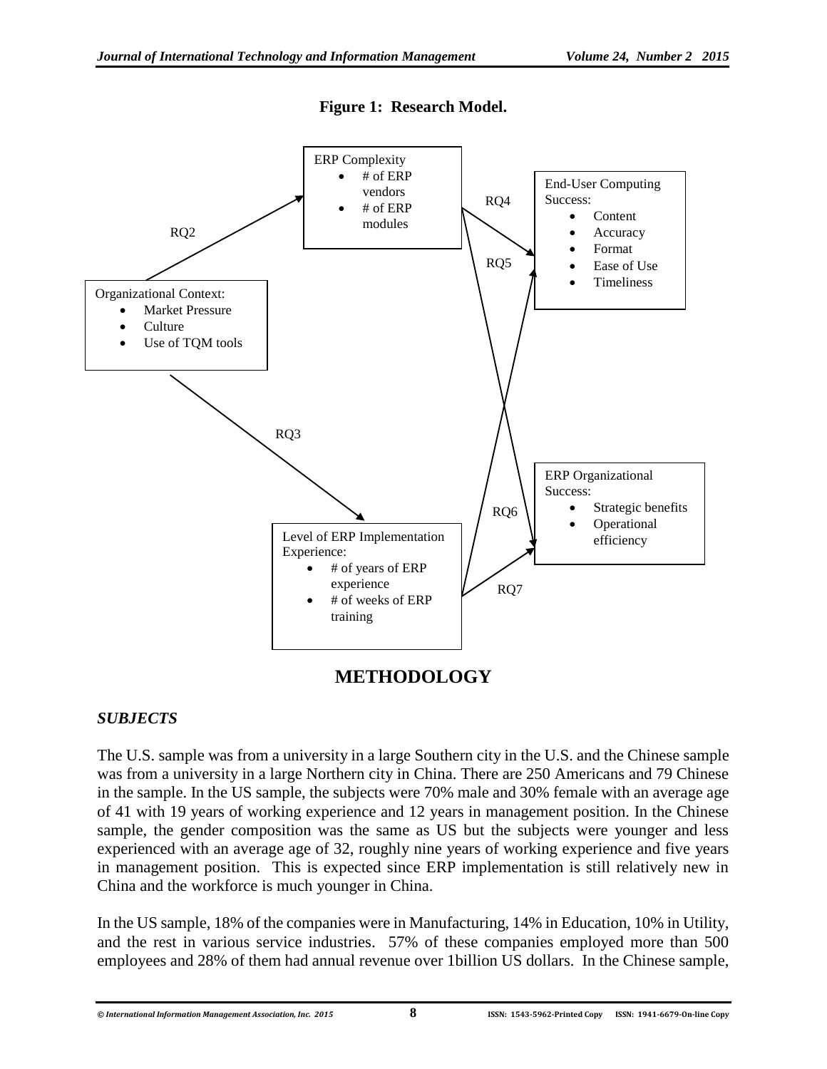**Figure 1: Research Model.**

ERP Complexity
- # of ERP vendors
- # of ERP modules

End-User Computing Success:
- Content
- Accuracy
- Format
- Ease of Use
- Timeliness

Organizational Context:
- Market Pressure
- Culture
- Use of TQM tools

ERP Organizational Success:
- Strategic benefits
- Operational efficiency

Level of ERP Implementation Experience:
- # of years of ERP experience
- # of weeks of ERP training

RQ2

RQ3

RQ4

RQ5

RQ6

RQ7

# METHODOLOGY

## *SUBJECTS*

The U.S. sample was from a university in a large Southern city in the U.S. and the Chinese sample was from a university in a large Northern city in China. There are 250 Americans and 79 Chinese in the sample. In the US sample, the subjects were 70% male and 30% female with an average age of 41 with 19 years of working experience and 12 years in management position. In the Chinese sample, the gender composition was the same as US but the subjects were younger and less experienced with an average age of 32, roughly nine years of working experience and five years in management position. This is expected since ERP implementation is still relatively new in China and the workforce is much younger in China.

In the US sample, 18% of the companies were in Manufacturing, 14% in Education, 10% in Utility, and the rest in various service industries. 57% of these companies employed more than 500 employees and 28% of them had annual revenue over 1billion US dollars. In the Chinese sample,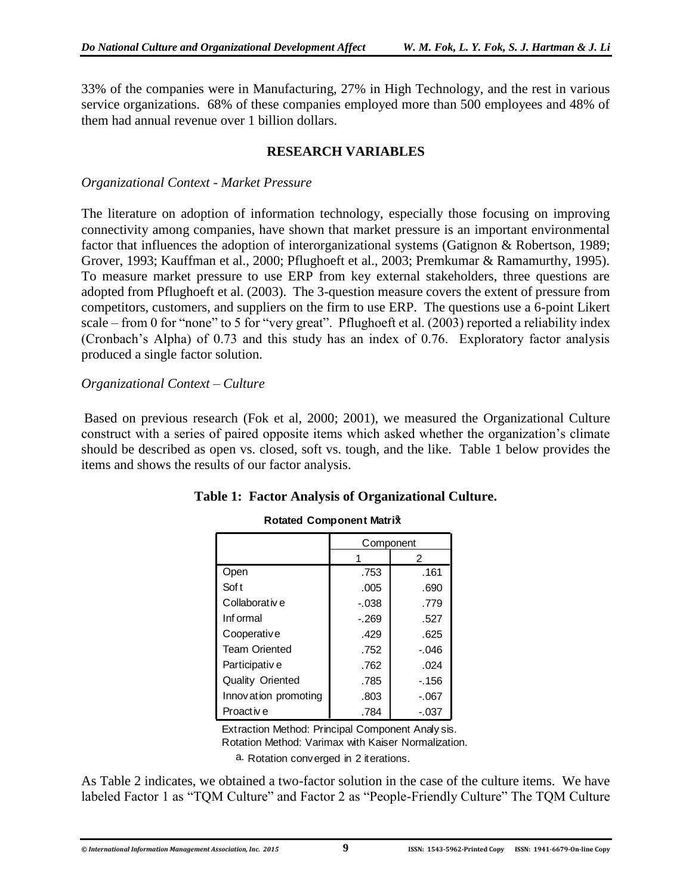33% of the companies were in Manufacturing, 27% in High Technology, and the rest in various service organizations. 68% of these companies employed more than 500 employees and 48% of them had annual revenue over 1 billion dollars.

## RESEARCH VARIABLES

*Organizational Context - Market Pressure*

The literature on adoption of information technology, especially those focusing on improving connectivity among companies, have shown that market pressure is an important environmental factor that influences the adoption of interorganizational systems (Gatignon & Robertson, 1989; Grover, 1993; Kauffman et al., 2000; Pflughoeft et al., 2003; Premkumar & Ramamurthy, 1995). To measure market pressure to use ERP from key external stakeholders, three questions are adopted from Pflughoeft et al. (2003). The 3-question measure covers the extent of pressure from competitors, customers, and suppliers on the firm to use ERP. The questions use a 6-point Likert scale – from 0 for "none" to 5 for "very great". Pflughoeft et al. (2003) reported a reliability index (Cronbach's Alpha) of 0.73 and this study has an index of 0.76. Exploratory factor analysis produced a single factor solution.

*Organizational Context – Culture*

Based on previous research (Fok et al, 2000; 2001), we measured the Organizational Culture construct with a series of paired opposite items which asked whether the organization's climate should be described as open vs. closed, soft vs. tough, and the like. Table 1 below provides the items and shows the results of our factor analysis.

**Table 1: Factor Analysis of Organizational Culture.**

**Rotated Component Matrix**[a]

| | Component | |
|---|---|---|
| | 1 | 2 |
| Open | .753 | .161 |
| Soft | .005 | .690 |
| Collaborative | -.038 | .779 |
| Informal | -.269 | .527 |
| Cooperative | .429 | .625 |
| Team Oriented | .752 | -.046 |
| Participative | .762 | .024 |
| Quality Oriented | .785 | -.156 |
| Innovation promoting | .803 | -.067 |
| Proactive | .784 | -.037 |

Extraction Method: Principal Component Analysis.
Rotation Method: Varimax with Kaiser Normalization.

a. Rotation converged in 2 iterations.

As Table 2 indicates, we obtained a two-factor solution in the case of the culture items. We have labeled Factor 1 as "TQM Culture" and Factor 2 as "People-Friendly Culture" The TQM Culture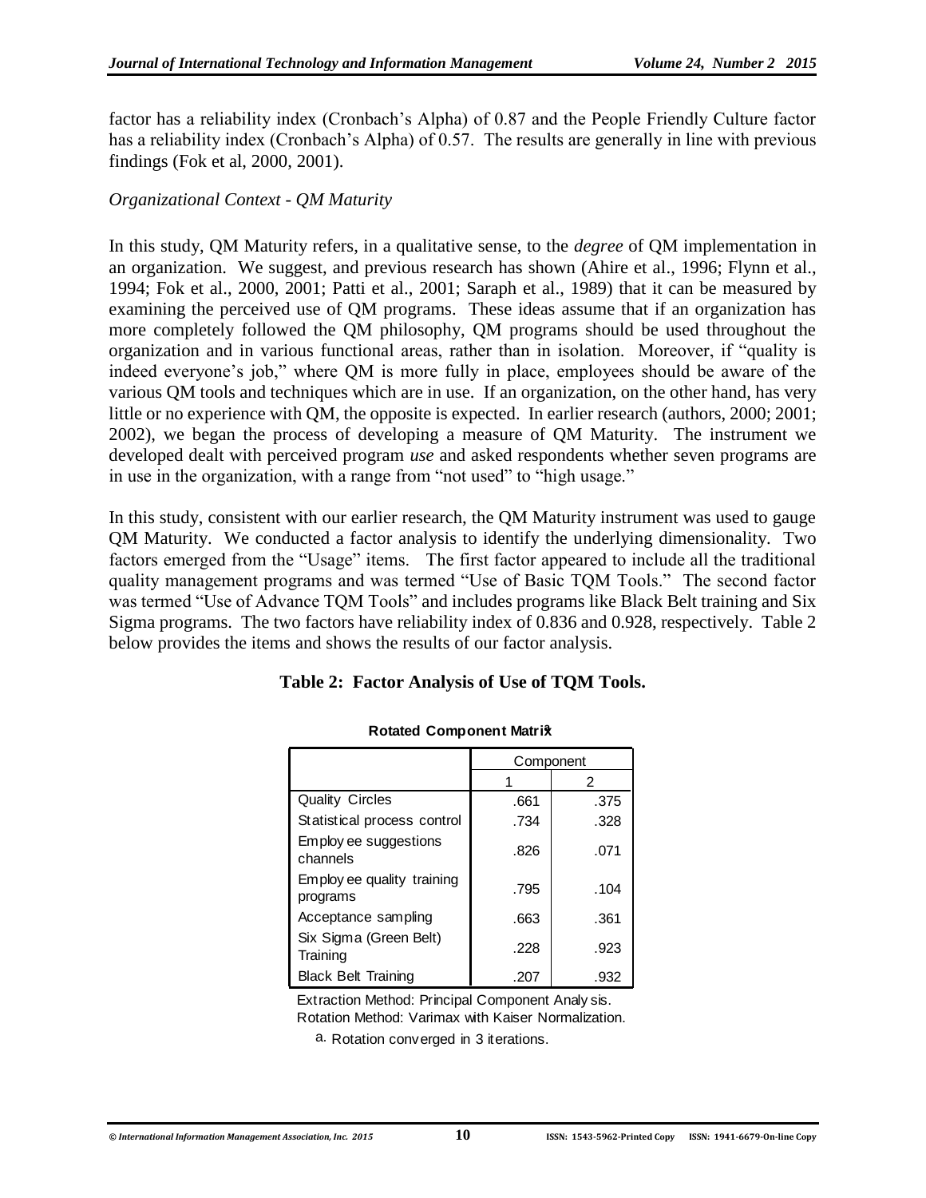factor has a reliability index (Cronbach's Alpha) of 0.87 and the People Friendly Culture factor has a reliability index (Cronbach's Alpha) of 0.57. The results are generally in line with previous findings (Fok et al, 2000, 2001).

*Organizational Context - QM Maturity*

In this study, QM Maturity refers, in a qualitative sense, to the *degree* of QM implementation in an organization. We suggest, and previous research has shown (Ahire et al., 1996; Flynn et al., 1994; Fok et al., 2000, 2001; Patti et al., 2001; Saraph et al., 1989) that it can be measured by examining the perceived use of QM programs. These ideas assume that if an organization has more completely followed the QM philosophy, QM programs should be used throughout the organization and in various functional areas, rather than in isolation. Moreover, if "quality is indeed everyone's job," where QM is more fully in place, employees should be aware of the various QM tools and techniques which are in use. If an organization, on the other hand, has very little or no experience with QM, the opposite is expected. In earlier research (authors, 2000; 2001; 2002), we began the process of developing a measure of QM Maturity. The instrument we developed dealt with perceived program *use* and asked respondents whether seven programs are in use in the organization, with a range from "not used" to "high usage."

In this study, consistent with our earlier research, the QM Maturity instrument was used to gauge QM Maturity. We conducted a factor analysis to identify the underlying dimensionality. Two factors emerged from the "Usage" items. The first factor appeared to include all the traditional quality management programs and was termed "Use of Basic TQM Tools." The second factor was termed "Use of Advance TQM Tools" and includes programs like Black Belt training and Six Sigma programs. The two factors have reliability index of 0.836 and 0.928, respectively. Table 2 below provides the items and shows the results of our factor analysis.

**Table 2: Factor Analysis of Use of TQM Tools.**

**Rotated Component Matrix[a]**

| | Component | |
|---|---|---|
| | 1 | 2 |
| Quality Circles | .661 | .375 |
| Statistical process control | .734 | .328 |
| Employee suggestions channels | .826 | .071 |
| Employee quality training programs | .795 | .104 |
| Acceptance sampling | .663 | .361 |
| Six Sigma (Green Belt) Training | .228 | .923 |
| Black Belt Training | .207 | .932 |

Extraction Method: Principal Component Analysis.
Rotation Method: Varimax with Kaiser Normalization.

a. Rotation converged in 3 iterations.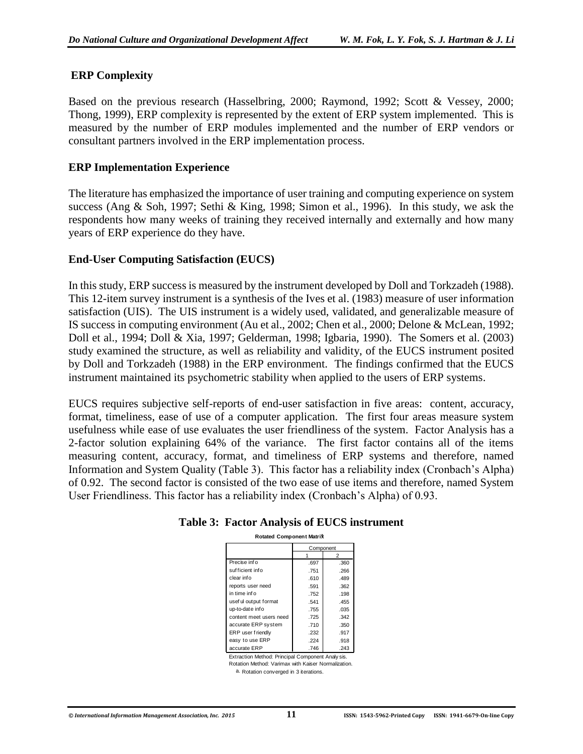## ERP Complexity

Based on the previous research (Hasselbring, 2000; Raymond, 1992; Scott & Vessey, 2000; Thong, 1999), ERP complexity is represented by the extent of ERP system implemented. This is measured by the number of ERP modules implemented and the number of ERP vendors or consultant partners involved in the ERP implementation process.

## ERP Implementation Experience

The literature has emphasized the importance of user training and computing experience on system success (Ang & Soh, 1997; Sethi & King, 1998; Simon et al., 1996). In this study, we ask the respondents how many weeks of training they received internally and externally and how many years of ERP experience do they have.

## End-User Computing Satisfaction (EUCS)

In this study, ERP success is measured by the instrument developed by Doll and Torkzadeh (1988). This 12-item survey instrument is a synthesis of the Ives et al. (1983) measure of user information satisfaction (UIS). The UIS instrument is a widely used, validated, and generalizable measure of IS success in computing environment (Au et al., 2002; Chen et al., 2000; Delone & McLean, 1992; Doll et al., 1994; Doll & Xia, 1997; Gelderman, 1998; Igbaria, 1990). The Somers et al. (2003) study examined the structure, as well as reliability and validity, of the EUCS instrument posited by Doll and Torkzadeh (1988) in the ERP environment. The findings confirmed that the EUCS instrument maintained its psychometric stability when applied to the users of ERP systems.

EUCS requires subjective self-reports of end-user satisfaction in five areas: content, accuracy, format, timeliness, ease of use of a computer application. The first four areas measure system usefulness while ease of use evaluates the user friendliness of the system. Factor Analysis has a 2-factor solution explaining 64% of the variance. The first factor contains all of the items measuring content, accuracy, format, and timeliness of ERP systems and therefore, named Information and System Quality (Table 3). This factor has a reliability index (Cronbach's Alpha) of 0.92. The second factor is consisted of the two ease of use items and therefore, named System User Friendliness. This factor has a reliability index (Cronbach's Alpha) of 0.93.

**Table 3: Factor Analysis of EUCS instrument**

**Rotated Component Matrix[a]**

| | Component | |
|---|---|---|
| | 1 | 2 |
| Precise info | .697 | .360 |
| sufficient info | .751 | .266 |
| clear info | .610 | .489 |
| reports user need | .591 | .362 |
| in time info | .752 | .198 |
| useful output format | .541 | .455 |
| up-to-date info | .755 | .035 |
| content meet users need | .725 | .342 |
| accurate ERP system | .710 | .350 |
| ERP user friendly | .232 | .917 |
| easy to use ERP | .224 | .918 |
| accurate ERP | .746 | .243 |

Extraction Method: Principal Component Analysis.
Rotation Method: Varimax with Kaiser Normalization.
a. Rotation converged in 3 iterations.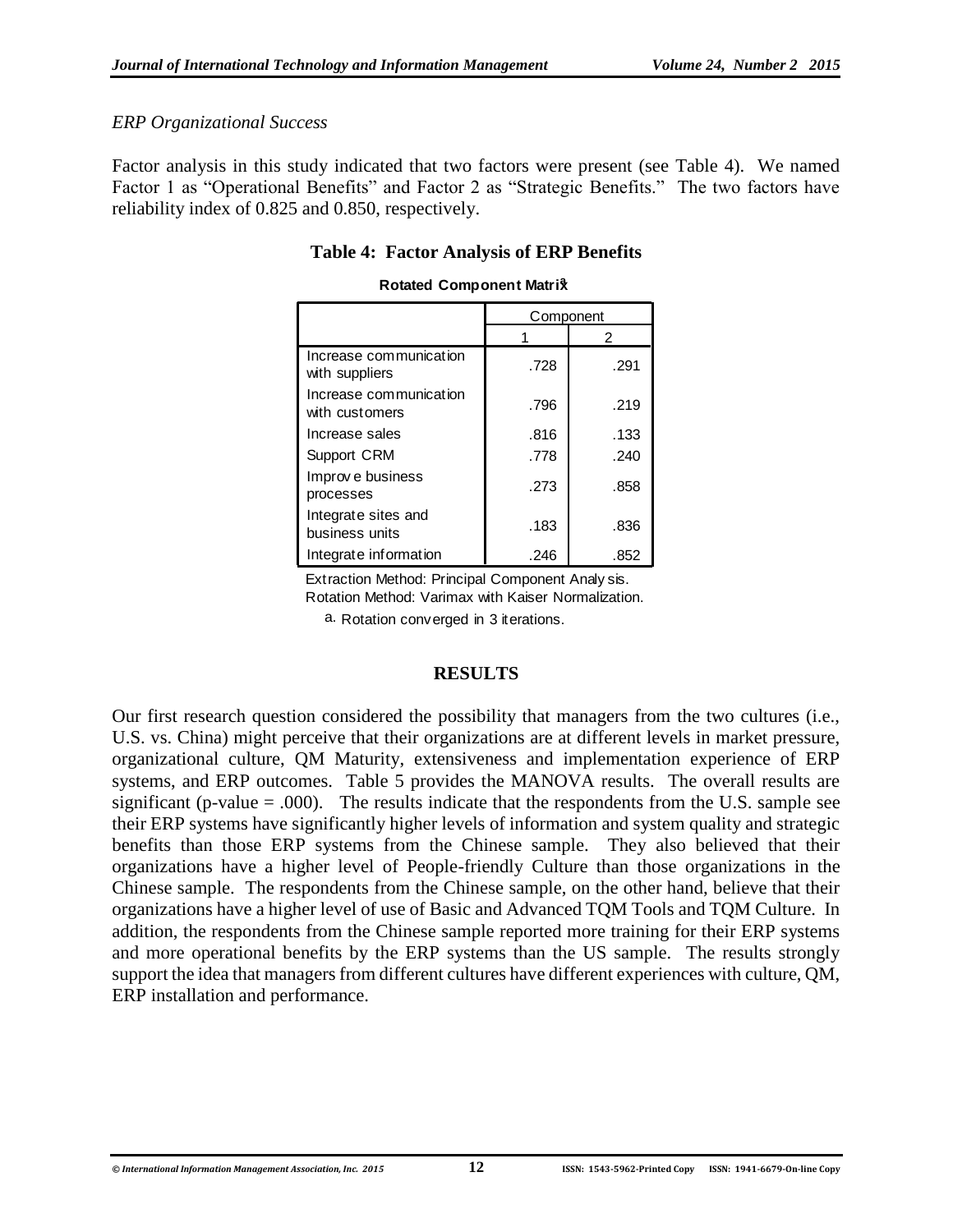*ERP Organizational Success*

Factor analysis in this study indicated that two factors were present (see Table 4). We named Factor 1 as "Operational Benefits" and Factor 2 as "Strategic Benefits." The two factors have reliability index of 0.825 and 0.850, respectively.

**Table 4: Factor Analysis of ERP Benefits**

**Rotated Component Matrix**[a]

| | Component | |
|---|---|---|
| | 1 | 2 |
| Increase communication with suppliers | .728 | .291 |
| Increase communication with customers | .796 | .219 |
| Increase sales | .816 | .133 |
| Support CRM | .778 | .240 |
| Improve business processes | .273 | .858 |
| Integrate sites and business units | .183 | .836 |
| Integrate information | .246 | .852 |

Extraction Method: Principal Component Analysis.
Rotation Method: Varimax with Kaiser Normalization.

a. Rotation converged in 3 iterations.

## RESULTS

Our first research question considered the possibility that managers from the two cultures (i.e., U.S. vs. China) might perceive that their organizations are at different levels in market pressure, organizational culture, QM Maturity, extensiveness and implementation experience of ERP systems, and ERP outcomes. Table 5 provides the MANOVA results. The overall results are significant (p-value = .000). The results indicate that the respondents from the U.S. sample see their ERP systems have significantly higher levels of information and system quality and strategic benefits than those ERP systems from the Chinese sample. They also believed that their organizations have a higher level of People-friendly Culture than those organizations in the Chinese sample. The respondents from the Chinese sample, on the other hand, believe that their organizations have a higher level of use of Basic and Advanced TQM Tools and TQM Culture. In addition, the respondents from the Chinese sample reported more training for their ERP systems and more operational benefits by the ERP systems than the US sample. The results strongly support the idea that managers from different cultures have different experiences with culture, QM, ERP installation and performance.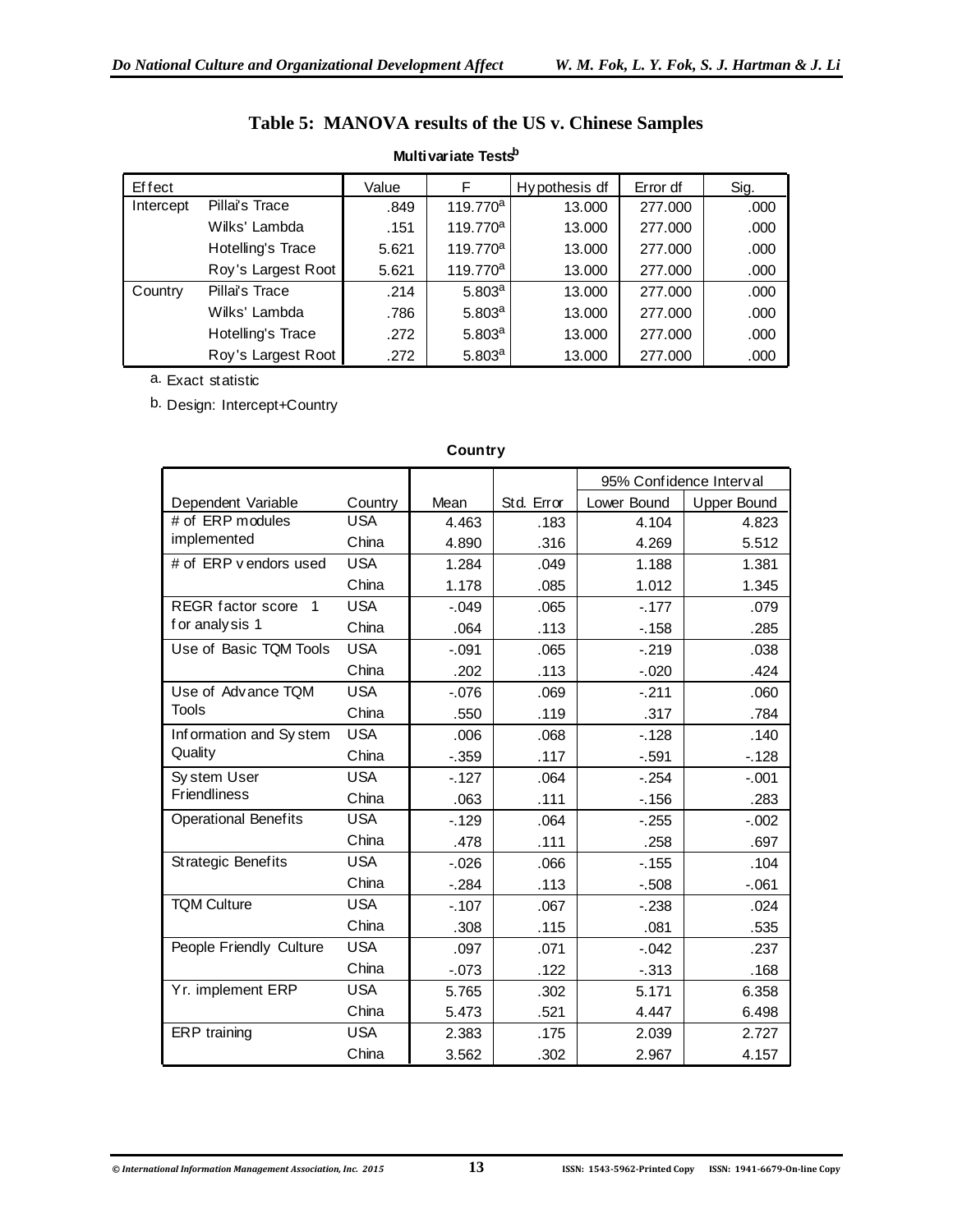## Table 5: MANOVA results of the US v. Chinese Samples

**Multivariate Tests[b]**

| Effect | | Value | F | Hypothesis df | Error df | Sig. |
|---|---|---|---|---|---|---|
| Intercept | Pillai's Trace | .849 | 119.770[a] | 13.000 | 277.000 | .000 |
| | Wilks' Lambda | .151 | 119.770[a] | 13.000 | 277.000 | .000 |
| | Hotelling's Trace | 5.621 | 119.770[a] | 13.000 | 277.000 | .000 |
| | Roy's Largest Root | 5.621 | 119.770[a] | 13.000 | 277.000 | .000 |
| Country | Pillai's Trace | .214 | 5.803[a] | 13.000 | 277.000 | .000 |
| | Wilks' Lambda | .786 | 5.803[a] | 13.000 | 277.000 | .000 |
| | Hotelling's Trace | .272 | 5.803[a] | 13.000 | 277.000 | .000 |
| | Roy's Largest Root | .272 | 5.803[a] | 13.000 | 277.000 | .000 |

a. Exact statistic

b. Design: Intercept+Country

**Country**

| Dependent Variable | Country | Mean | Std. Error | 95% Confidence Interval | |
|---|---|---|---|---|---|
| | | | | Lower Bound | Upper Bound |
| # of ERP modules implemented | USA | 4.463 | .183 | 4.104 | 4.823 |
| | China | 4.890 | .316 | 4.269 | 5.512 |
| # of ERP vendors used | USA | 1.284 | .049 | 1.188 | 1.381 |
| | China | 1.178 | .085 | 1.012 | 1.345 |
| REGR factor score 1 for analysis 1 | USA | -.049 | .065 | -.177 | .079 |
| | China | .064 | .113 | -.158 | .285 |
| Use of Basic TQM Tools | USA | -.091 | .065 | -.219 | .038 |
| | China | .202 | .113 | -.020 | .424 |
| Use of Advance TQM Tools | USA | -.076 | .069 | -.211 | .060 |
| | China | .550 | .119 | .317 | .784 |
| Information and System Quality | USA | .006 | .068 | -.128 | .140 |
| | China | -.359 | .117 | -.591 | -.128 |
| System User Friendliness | USA | -.127 | .064 | -.254 | -.001 |
| | China | .063 | .111 | -.156 | .283 |
| Operational Benefits | USA | -.129 | .064 | -.255 | -.002 |
| | China | .478 | .111 | .258 | .697 |
| Strategic Benefits | USA | -.026 | .066 | -.155 | .104 |
| | China | -.284 | .113 | -.508 | -.061 |
| TQM Culture | USA | -.107 | .067 | -.238 | .024 |
| | China | .308 | .115 | .081 | .535 |
| People Friendly Culture | USA | .097 | .071 | -.042 | .237 |
| | China | -.073 | .122 | -.313 | .168 |
| Yr. implement ERP | USA | 5.765 | .302 | 5.171 | 6.358 |
| | China | 5.473 | .521 | 4.447 | 6.498 |
| ERP training | USA | 2.383 | .175 | 2.039 | 2.727 |
| | China | 3.562 | .302 | 2.967 | 4.157 |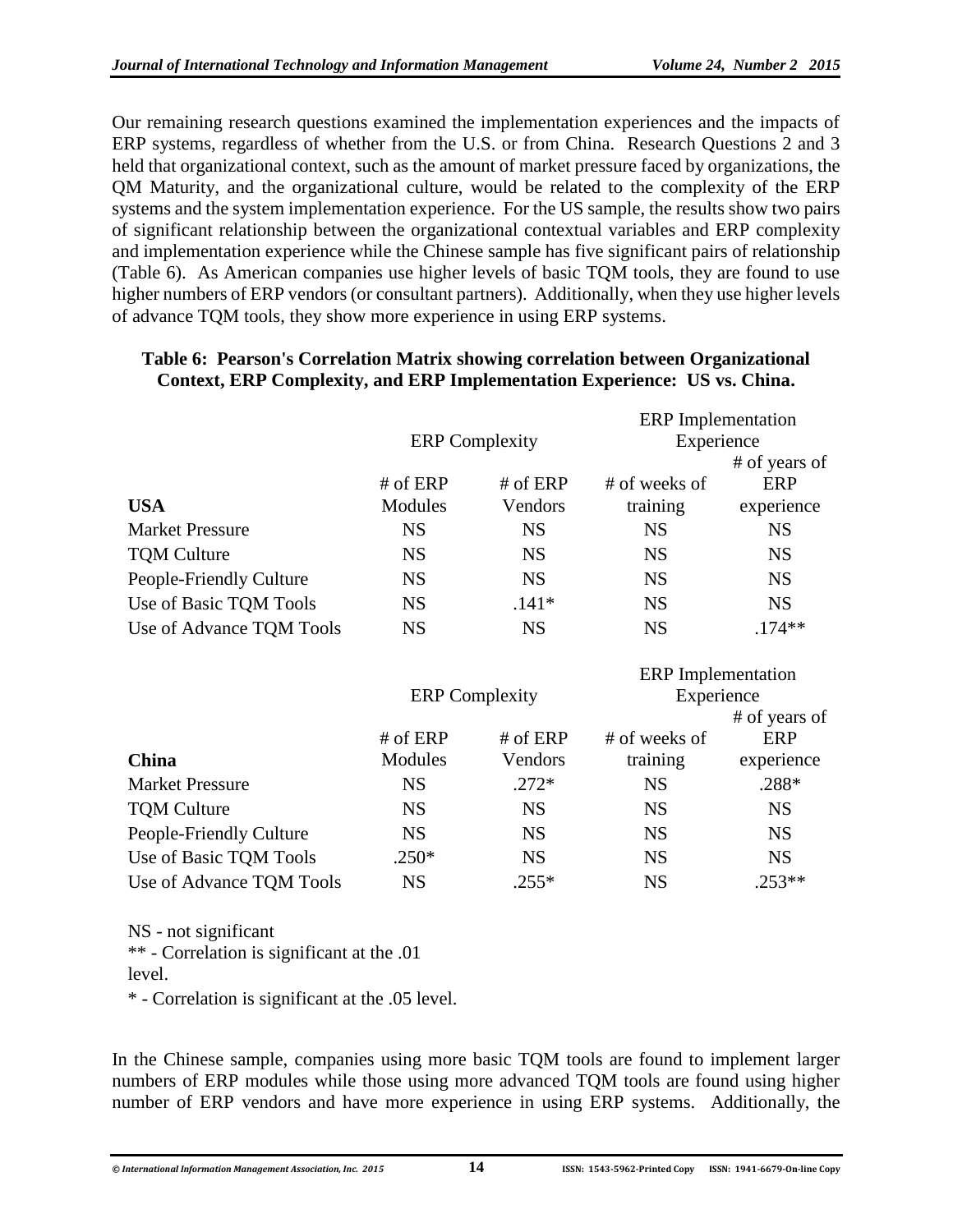Our remaining research questions examined the implementation experiences and the impacts of ERP systems, regardless of whether from the U.S. or from China. Research Questions 2 and 3 held that organizational context, such as the amount of market pressure faced by organizations, the QM Maturity, and the organizational culture, would be related to the complexity of the ERP systems and the system implementation experience. For the US sample, the results show two pairs of significant relationship between the organizational contextual variables and ERP complexity and implementation experience while the Chinese sample has five significant pairs of relationship (Table 6). As American companies use higher levels of basic TQM tools, they are found to use higher numbers of ERP vendors (or consultant partners). Additionally, when they use higher levels of advance TQM tools, they show more experience in using ERP systems.

**Table 6: Pearson's Correlation Matrix showing correlation between Organizational Context, ERP Complexity, and ERP Implementation Experience: US vs. China.**

| | ERP Complexity | | ERP Implementation Experience | |
|---|---|---|---|---|
| **USA** | # of ERP Modules | # of ERP Vendors | # of weeks of training | # of years of ERP experience |
| Market Pressure | NS | NS | NS | NS |
| TQM Culture | NS | NS | NS | NS |
| People-Friendly Culture | NS | NS | NS | NS |
| Use of Basic TQM Tools | NS | .141* | NS | NS |
| Use of Advance TQM Tools | NS | NS | NS | .174** |

| | ERP Complexity | | ERP Implementation Experience | |
|---|---|---|---|---|
| **China** | # of ERP Modules | # of ERP Vendors | # of weeks of training | # of years of ERP experience |
| Market Pressure | NS | .272* | NS | .288* |
| TQM Culture | NS | NS | NS | NS |
| People-Friendly Culture | NS | NS | NS | NS |
| Use of Basic TQM Tools | .250* | NS | NS | NS |
| Use of Advance TQM Tools | NS | .255* | NS | .253** |

NS - not significant
** - Correlation is significant at the .01 level.
* - Correlation is significant at the .05 level.

In the Chinese sample, companies using more basic TQM tools are found to implement larger numbers of ERP modules while those using more advanced TQM tools are found using higher number of ERP vendors and have more experience in using ERP systems. Additionally, the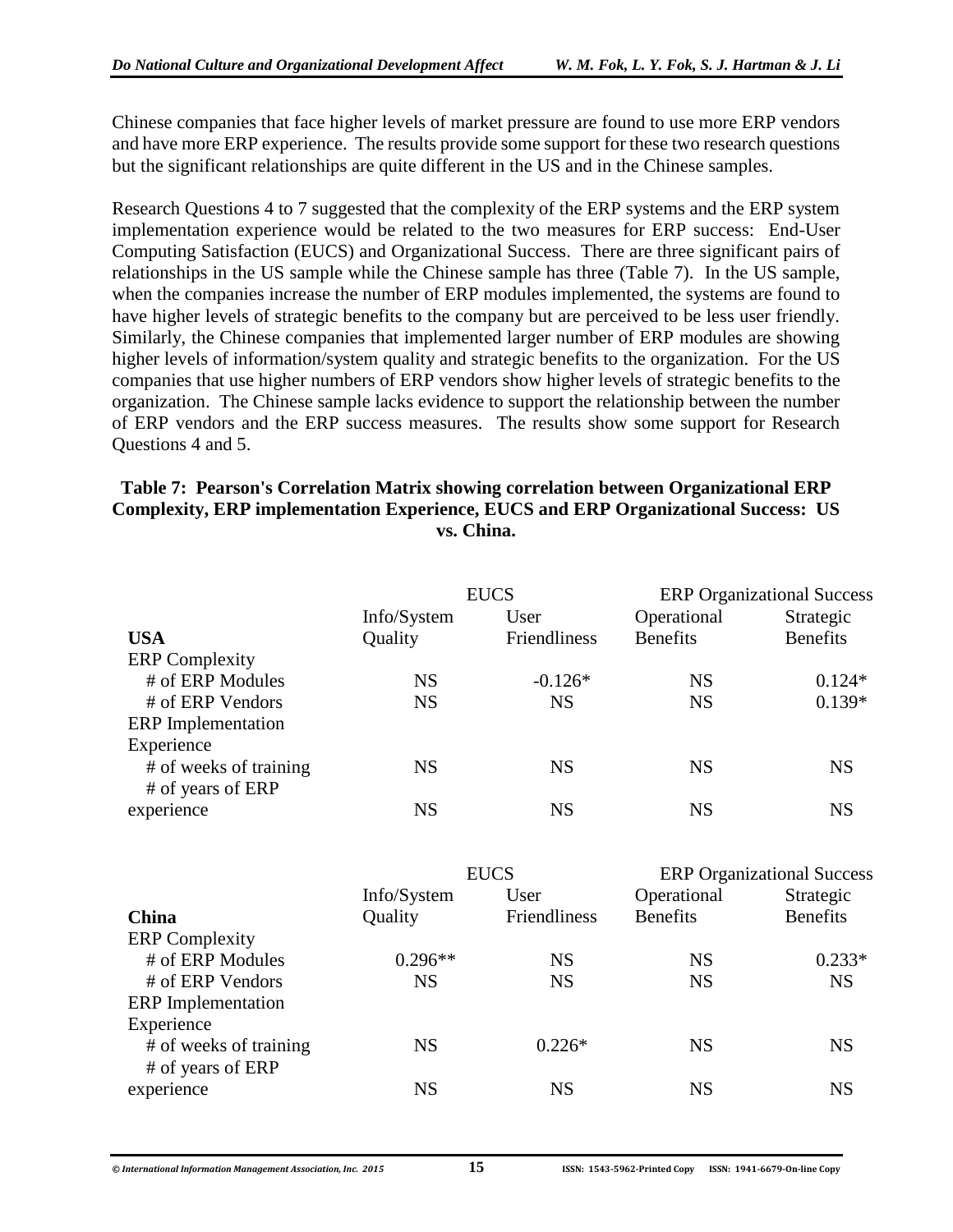Chinese companies that face higher levels of market pressure are found to use more ERP vendors and have more ERP experience. The results provide some support for these two research questions but the significant relationships are quite different in the US and in the Chinese samples.

Research Questions 4 to 7 suggested that the complexity of the ERP systems and the ERP system implementation experience would be related to the two measures for ERP success: End-User Computing Satisfaction (EUCS) and Organizational Success. There are three significant pairs of relationships in the US sample while the Chinese sample has three (Table 7). In the US sample, when the companies increase the number of ERP modules implemented, the systems are found to have higher levels of strategic benefits to the company but are perceived to be less user friendly. Similarly, the Chinese companies that implemented larger number of ERP modules are showing higher levels of information/system quality and strategic benefits to the organization. For the US companies that use higher numbers of ERP vendors show higher levels of strategic benefits to the organization. The Chinese sample lacks evidence to support the relationship between the number of ERP vendors and the ERP success measures. The results show some support for Research Questions 4 and 5.

**Table 7: Pearson's Correlation Matrix showing correlation between Organizational ERP Complexity, ERP implementation Experience, EUCS and ERP Organizational Success: US vs. China.**

| | EUCS | | ERP Organizational Success | |
|---|---|---|---|---|
| **USA** | Info/System Quality | User Friendliness | Operational Benefits | Strategic Benefits |
| ERP Complexity | | | | |
| # of ERP Modules | NS | -0.126* | NS | 0.124* |
| # of ERP Vendors | NS | NS | NS | 0.139* |
| ERP Implementation Experience | | | | |
| # of weeks of training | NS | NS | NS | NS |
| # of years of ERP experience | NS | NS | NS | NS |

| | EUCS | | ERP Organizational Success | |
|---|---|---|---|---|
| **China** | Info/System Quality | User Friendliness | Operational Benefits | Strategic Benefits |
| ERP Complexity | | | | |
| # of ERP Modules | 0.296** | NS | NS | 0.233* |
| # of ERP Vendors | NS | NS | NS | NS |
| ERP Implementation Experience | | | | |
| # of weeks of training | NS | 0.226* | NS | NS |
| # of years of ERP experience | NS | NS | NS | NS |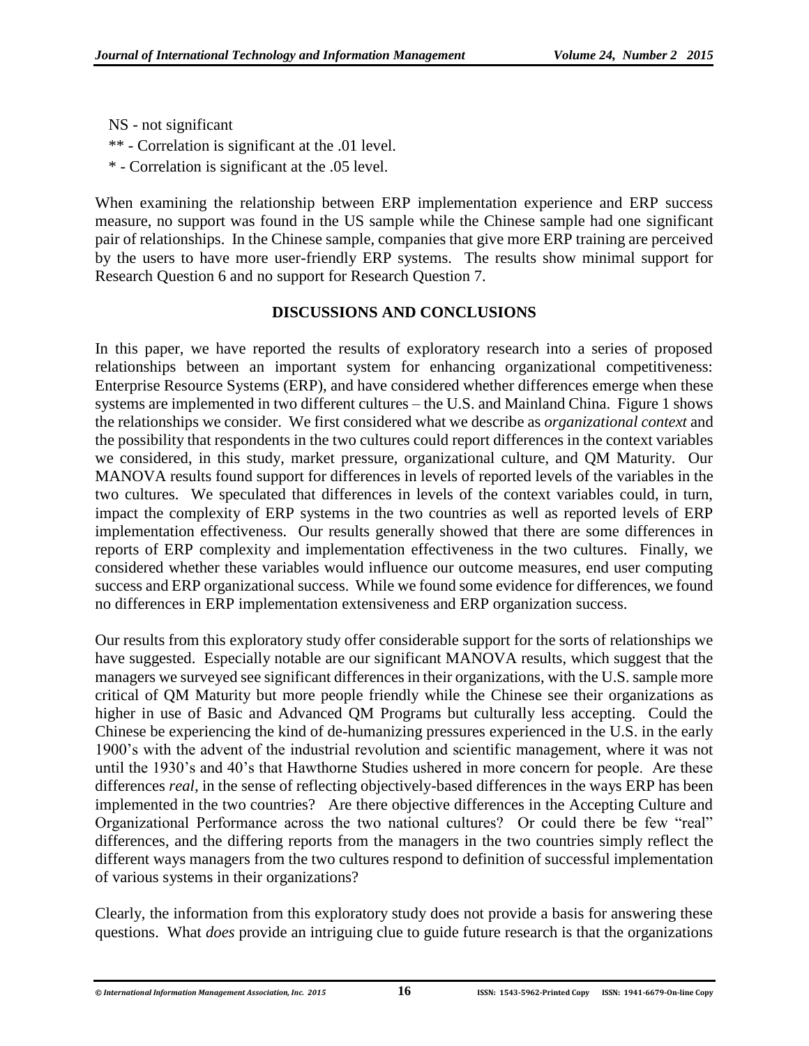NS - not significant

** - Correlation is significant at the .01 level.

* - Correlation is significant at the .05 level.

When examining the relationship between ERP implementation experience and ERP success measure, no support was found in the US sample while the Chinese sample had one significant pair of relationships. In the Chinese sample, companies that give more ERP training are perceived by the users to have more user-friendly ERP systems. The results show minimal support for Research Question 6 and no support for Research Question 7.

## DISCUSSIONS AND CONCLUSIONS

In this paper, we have reported the results of exploratory research into a series of proposed relationships between an important system for enhancing organizational competitiveness: Enterprise Resource Systems (ERP), and have considered whether differences emerge when these systems are implemented in two different cultures – the U.S. and Mainland China. Figure 1 shows the relationships we consider. We first considered what we describe as *organizational context* and the possibility that respondents in the two cultures could report differences in the context variables we considered, in this study, market pressure, organizational culture, and QM Maturity. Our MANOVA results found support for differences in levels of reported levels of the variables in the two cultures. We speculated that differences in levels of the context variables could, in turn, impact the complexity of ERP systems in the two countries as well as reported levels of ERP implementation effectiveness. Our results generally showed that there are some differences in reports of ERP complexity and implementation effectiveness in the two cultures. Finally, we considered whether these variables would influence our outcome measures, end user computing success and ERP organizational success. While we found some evidence for differences, we found no differences in ERP implementation extensiveness and ERP organization success.

Our results from this exploratory study offer considerable support for the sorts of relationships we have suggested. Especially notable are our significant MANOVA results, which suggest that the managers we surveyed see significant differences in their organizations, with the U.S. sample more critical of QM Maturity but more people friendly while the Chinese see their organizations as higher in use of Basic and Advanced QM Programs but culturally less accepting. Could the Chinese be experiencing the kind of de-humanizing pressures experienced in the U.S. in the early 1900's with the advent of the industrial revolution and scientific management, where it was not until the 1930's and 40's that Hawthorne Studies ushered in more concern for people. Are these differences *real*, in the sense of reflecting objectively-based differences in the ways ERP has been implemented in the two countries? Are there objective differences in the Accepting Culture and Organizational Performance across the two national cultures? Or could there be few "real" differences, and the differing reports from the managers in the two countries simply reflect the different ways managers from the two cultures respond to definition of successful implementation of various systems in their organizations?

Clearly, the information from this exploratory study does not provide a basis for answering these questions. What *does* provide an intriguing clue to guide future research is that the organizations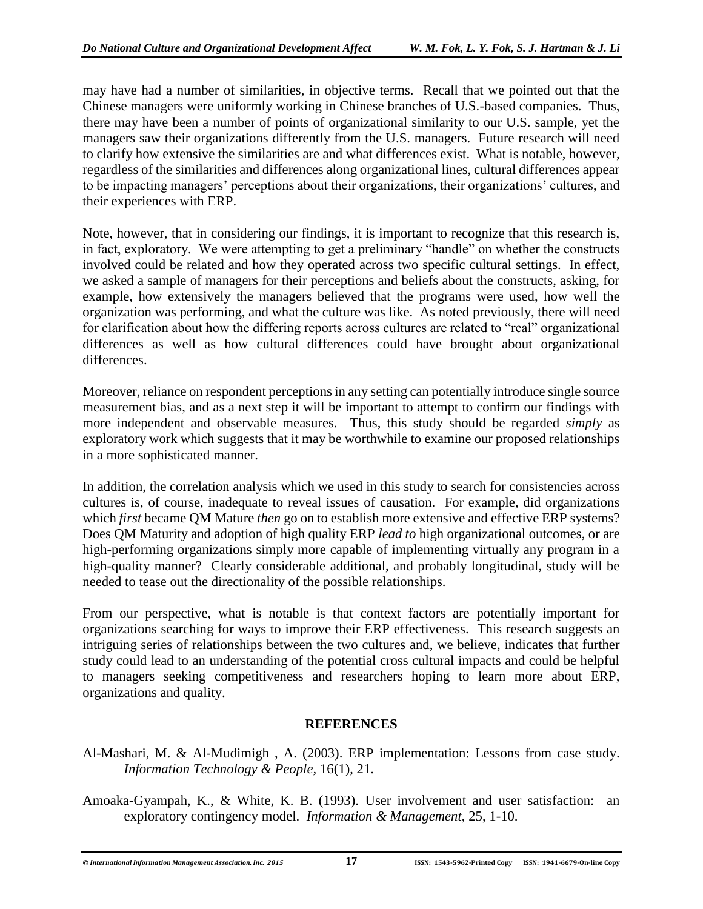may have had a number of similarities, in objective terms. Recall that we pointed out that the Chinese managers were uniformly working in Chinese branches of U.S.-based companies. Thus, there may have been a number of points of organizational similarity to our U.S. sample, yet the managers saw their organizations differently from the U.S. managers. Future research will need to clarify how extensive the similarities are and what differences exist. What is notable, however, regardless of the similarities and differences along organizational lines, cultural differences appear to be impacting managers' perceptions about their organizations, their organizations' cultures, and their experiences with ERP.

Note, however, that in considering our findings, it is important to recognize that this research is, in fact, exploratory. We were attempting to get a preliminary "handle" on whether the constructs involved could be related and how they operated across two specific cultural settings. In effect, we asked a sample of managers for their perceptions and beliefs about the constructs, asking, for example, how extensively the managers believed that the programs were used, how well the organization was performing, and what the culture was like. As noted previously, there will need for clarification about how the differing reports across cultures are related to "real" organizational differences as well as how cultural differences could have brought about organizational differences.

Moreover, reliance on respondent perceptions in any setting can potentially introduce single source measurement bias, and as a next step it will be important to attempt to confirm our findings with more independent and observable measures. Thus, this study should be regarded *simply* as exploratory work which suggests that it may be worthwhile to examine our proposed relationships in a more sophisticated manner.

In addition, the correlation analysis which we used in this study to search for consistencies across cultures is, of course, inadequate to reveal issues of causation. For example, did organizations which *first* became QM Mature *then* go on to establish more extensive and effective ERP systems? Does QM Maturity and adoption of high quality ERP *lead to* high organizational outcomes, or are high-performing organizations simply more capable of implementing virtually any program in a high-quality manner? Clearly considerable additional, and probably longitudinal, study will be needed to tease out the directionality of the possible relationships.

From our perspective, what is notable is that context factors are potentially important for organizations searching for ways to improve their ERP effectiveness. This research suggests an intriguing series of relationships between the two cultures and, we believe, indicates that further study could lead to an understanding of the potential cross cultural impacts and could be helpful to managers seeking competitiveness and researchers hoping to learn more about ERP, organizations and quality.

## REFERENCES

Al-Mashari, M. & Al-Mudimigh , A. (2003). ERP implementation: Lessons from case study. *Information Technology & People*, 16(1), 21.

Amoaka-Gyampah, K., & White, K. B. (1993). User involvement and user satisfaction: an exploratory contingency model. *Information & Management*, 25, 1-10.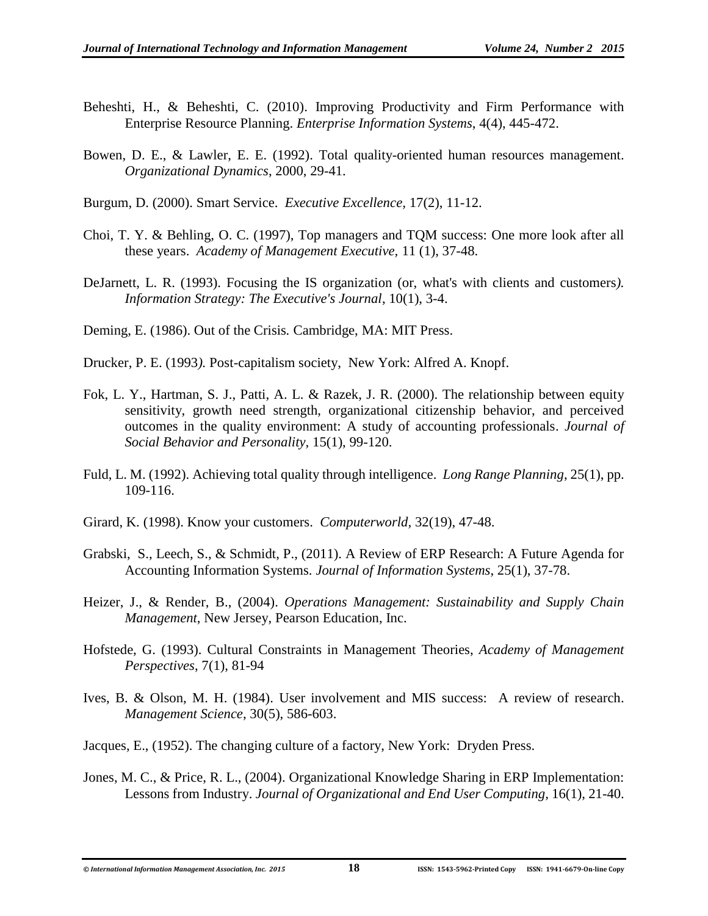Beheshti, H., & Beheshti, C. (2010). Improving Productivity and Firm Performance with Enterprise Resource Planning. *Enterprise Information Systems*, 4(4), 445-472.

Bowen, D. E., & Lawler, E. E. (1992). Total quality-oriented human resources management. *Organizational Dynamics*, 2000, 29-41.

Burgum, D. (2000). Smart Service. *Executive Excellence,* 17(2), 11-12.

Choi, T. Y. & Behling, O. C. (1997), Top managers and TQM success: One more look after all these years. *Academy of Management Executive*, 11 (1), 37-48.

DeJarnett, L. R. (1993). Focusing the IS organization (or, what's with clients and customers*). Information Strategy: The Executive's Journal*, 10(1), 3-4.

Deming, E. (1986). Out of the Crisis*.* Cambridge, MA: MIT Press.

Drucker, P. E. (1993*).* Post-capitalism society, New York: Alfred A. Knopf.

Fok, L. Y., Hartman, S. J., Patti, A. L. & Razek, J. R. (2000). The relationship between equity sensitivity, growth need strength, organizational citizenship behavior, and perceived outcomes in the quality environment: A study of accounting professionals. *Journal of Social Behavior and Personality,* 15(1), 99-120.

Fuld, L. M. (1992). Achieving total quality through intelligence. *Long Range Planning*, 25(1), pp. 109-116.

Girard, K. (1998). Know your customers. *Computerworld,* 32(19), 47-48.

Grabski, S., Leech, S., & Schmidt, P., (2011). A Review of ERP Research: A Future Agenda for Accounting Information Systems. *Journal of Information Systems*, 25(1), 37-78.

Heizer, J., & Render, B., (2004). *Operations Management: Sustainability and Supply Chain Management*, New Jersey, Pearson Education, Inc.

Hofstede, G. (1993). Cultural Constraints in Management Theories, *Academy of Management Perspectives*, 7(1), 81-94

Ives, B. & Olson, M. H. (1984). User involvement and MIS success: A review of research. *Management Science*, 30(5), 586-603.

Jacques, E., (1952). The changing culture of a factory, New York: Dryden Press.

Jones, M. C., & Price, R. L., (2004). Organizational Knowledge Sharing in ERP Implementation: Lessons from Industry. *Journal of Organizational and End User Computing,* 16(1), 21-40.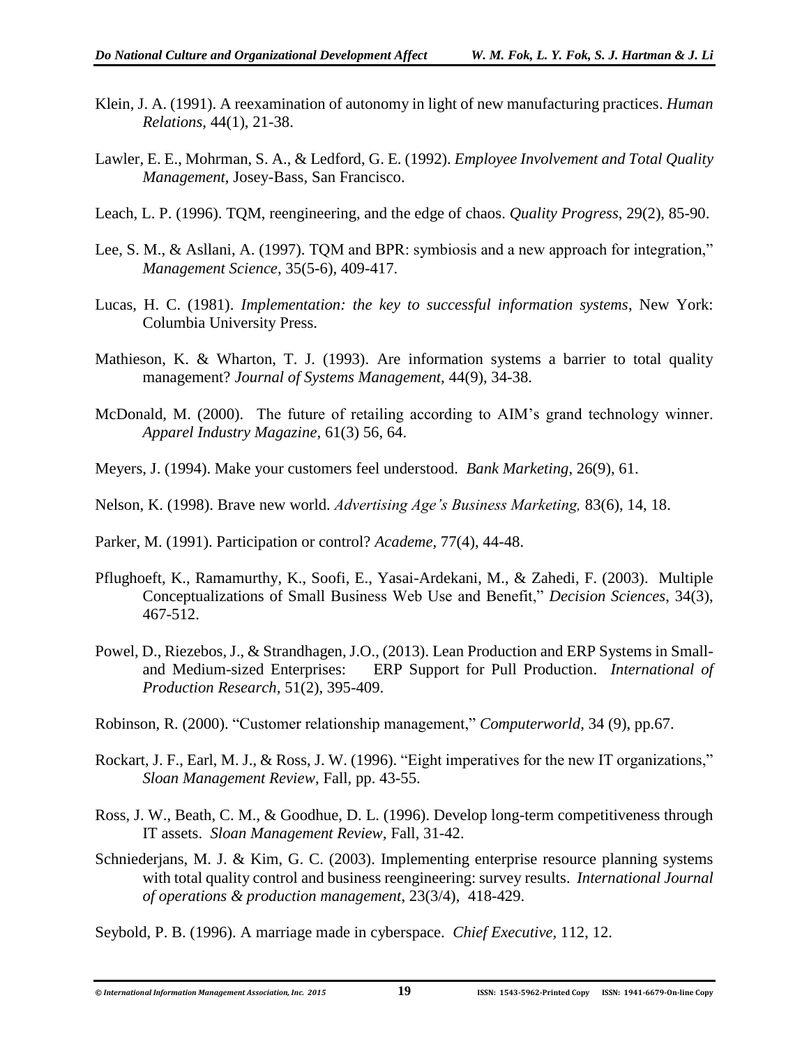Klein, J. A. (1991). A reexamination of autonomy in light of new manufacturing practices. *Human Relations*, 44(1), 21-38.

Lawler, E. E., Mohrman, S. A., & Ledford, G. E. (1992). *Employee Involvement and Total Quality Management*, Josey-Bass, San Francisco.

Leach, L. P. (1996). TQM, reengineering, and the edge of chaos. *Quality Progress*, 29(2), 85-90.

Lee, S. M., & Asllani, A. (1997). TQM and BPR: symbiosis and a new approach for integration," *Management Science*, 35(5-6), 409-417.

Lucas, H. C. (1981). *Implementation: the key to successful information systems*, New York: Columbia University Press.

Mathieson, K. & Wharton, T. J. (1993). Are information systems a barrier to total quality management? *Journal of Systems Management*, 44(9), 34-38.

McDonald, M. (2000). The future of retailing according to AIM's grand technology winner. *Apparel Industry Magazine*, 61(3) 56, 64.

Meyers, J. (1994). Make your customers feel understood. *Bank Marketing*, 26(9), 61.

Nelson, K. (1998). Brave new world. *Advertising Age's Business Marketing,* 83(6), 14, 18.

Parker, M. (1991). Participation or control? *Academe,* 77(4), 44-48.

Pflughoeft, K., Ramamurthy, K., Soofi, E., Yasai-Ardekani, M., & Zahedi, F. (2003). Multiple Conceptualizations of Small Business Web Use and Benefit," *Decision Sciences*, 34(3), 467-512.

Powel, D., Riezebos, J., & Strandhagen, J.O., (2013). Lean Production and ERP Systems in Small- and Medium-sized Enterprises: ERP Support for Pull Production. *International of Production Research,* 51(2), 395-409.

Robinson, R. (2000). "Customer relationship management," *Computerworld,* 34 (9), pp.67.

Rockart, J. F., Earl, M. J., & Ross, J. W. (1996). "Eight imperatives for the new IT organizations," *Sloan Management Review*, Fall, pp. 43-55.

Ross, J. W., Beath, C. M., & Goodhue, D. L. (1996). Develop long-term competitiveness through IT assets. *Sloan Management Review*, Fall, 31-42.

Schniederjans, M. J. & Kim, G. C. (2003). Implementing enterprise resource planning systems with total quality control and business reengineering: survey results. *International Journal of operations & production management*, 23(3/4), 418-429.

Seybold, P. B. (1996). A marriage made in cyberspace. *Chief Executive*, 112, 12.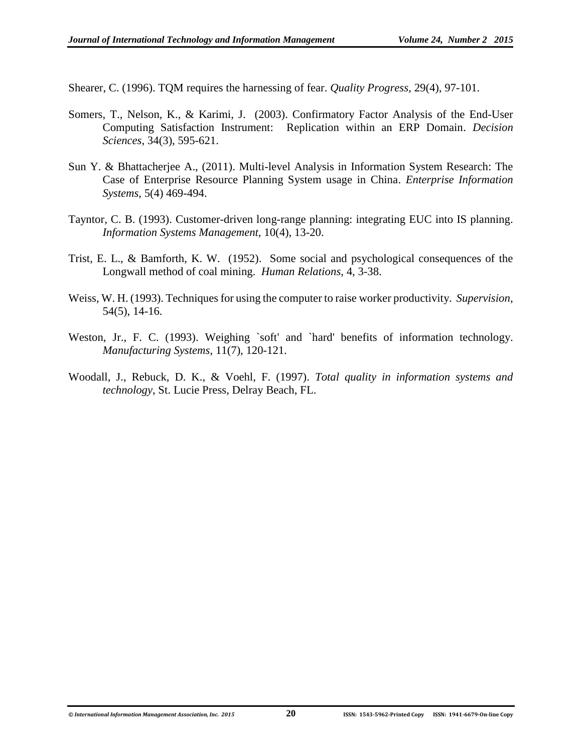Shearer, C. (1996). TQM requires the harnessing of fear. *Quality Progress*, 29(4), 97-101.

Somers, T., Nelson, K., & Karimi, J. (2003). Confirmatory Factor Analysis of the End-User Computing Satisfaction Instrument: Replication within an ERP Domain. *Decision Sciences*, 34(3), 595-621.

Sun Y. & Bhattacherjee A., (2011). Multi-level Analysis in Information System Research: The Case of Enterprise Resource Planning System usage in China. *Enterprise Information Systems*, 5(4) 469-494.

Tayntor, C. B. (1993). Customer-driven long-range planning: integrating EUC into IS planning. *Information Systems Management*, 10(4), 13-20.

Trist, E. L., & Bamforth, K. W. (1952). Some social and psychological consequences of the Longwall method of coal mining. *Human Relations*, 4, 3-38.

Weiss, W. H. (1993). Techniques for using the computer to raise worker productivity. *Supervision*, 54(5), 14-16.

Weston, Jr., F. C. (1993). Weighing `soft' and `hard' benefits of information technology. *Manufacturing Systems*, 11(7), 120-121.

Woodall, J., Rebuck, D. K., & Voehl, F. (1997). *Total quality in information systems and technology*, St. Lucie Press, Delray Beach, FL.